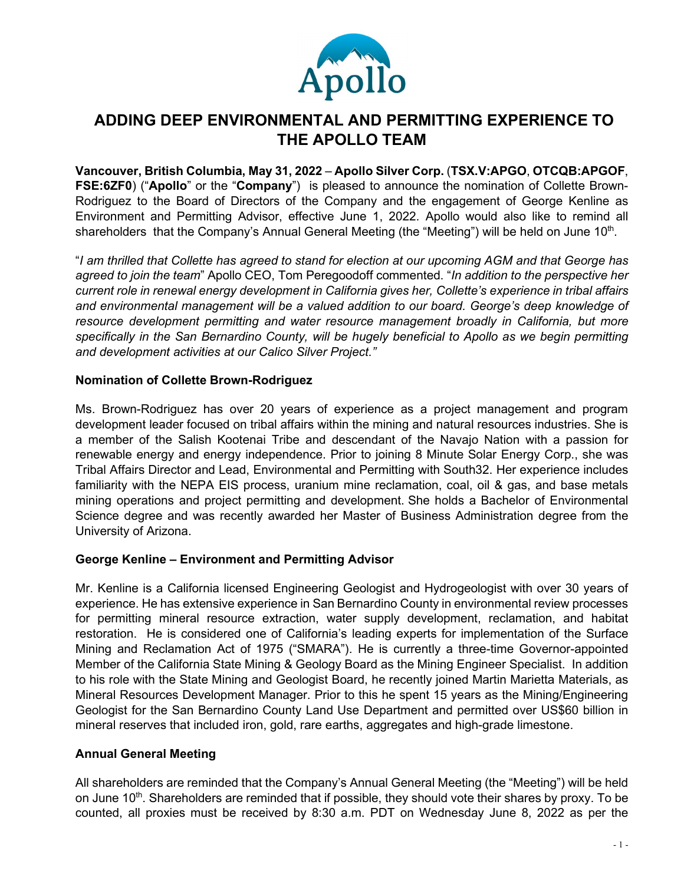# ADDING DEEP ENVIRONMENTAL AND PERMITTING EXPERIENCE TO THE APOLLO TEAM

**Vancouver, British Columbia, May 31, 2022** – **Apollo Silver Corp.** (**TSX.V:APGO**, **OTCQB:APGOF**, **FSE:6ZF0**) ("**Apollo**" or the "**Company**") is pleased to announce the nomination of Collette Brown-Rodriguez to the Board of Directors of the Company and the engagement of George Kenline as Environment and Permitting Advisor, effective June 1, 2022. Apollo would also like to remind all shareholders that the Company's Annual General Meeting (the "Meeting") will be held on June 10th.

"*I am thrilled that Collette has agreed to stand for election at our upcoming AGM and that George has agreed to join the team*" Apollo CEO, Tom Peregoodoff commented. "*In addition to the perspective her current role in renewal energy development in California gives her, Collette's experience in tribal affairs and environmental management will be a valued addition to our board. George's deep knowledge of resource development permitting and water resource management broadly in California, but more specifically in the San Bernardino County, will be hugely beneficial to Apollo as we begin permitting and development activities at our Calico Silver Project.*"

## Nomination of Collette Brown-Rodriguez

Ms. Brown-Rodriguez has over 20 years of experience as a project management and program development leader focused on tribal affairs within the mining and natural resources industries. She is a member of the Salish Kootenai Tribe and descendant of the Navajo Nation with a passion for renewable energy and energy independence. Prior to joining 8 Minute Solar Energy Corp., she was Tribal Affairs Director and Lead, Environmental and Permitting with South32. Her experience includes familiarity with the NEPA EIS process, uranium mine reclamation, coal, oil & gas, and base metals mining operations and project permitting and development. She holds a Bachelor of Environmental Science degree and was recently awarded her Master of Business Administration degree from the University of Arizona.

## George Kenline – Environment and Permitting Advisor

Mr. Kenline is a California licensed Engineering Geologist and Hydrogeologist with over 30 years of experience. He has extensive experience in San Bernardino County in environmental review processes for permitting mineral resource extraction, water supply development, reclamation, and habitat restoration. He is considered one of California's leading experts for implementation of the Surface Mining and Reclamation Act of 1975 ("SMARA"). He is currently a three-time Governor-appointed Member of the California State Mining & Geology Board as the Mining Engineer Specialist. In addition to his role with the State Mining and Geologist Board, he recently joined Martin Marietta Materials, as Mineral Resources Development Manager. Prior to this he spent 15 years as the Mining/Engineering Geologist for the San Bernardino County Land Use Department and permitted over US$60 billion in mineral reserves that included iron, gold, rare earths, aggregates and high-grade limestone.

## Annual General Meeting

All shareholders are reminded that the Company's Annual General Meeting (the "Meeting") will be held on June 10th. Shareholders are reminded that if possible, they should vote their shares by proxy. To be counted, all proxies must be received by 8:30 a.m. PDT on Wednesday June 8, 2022 as per the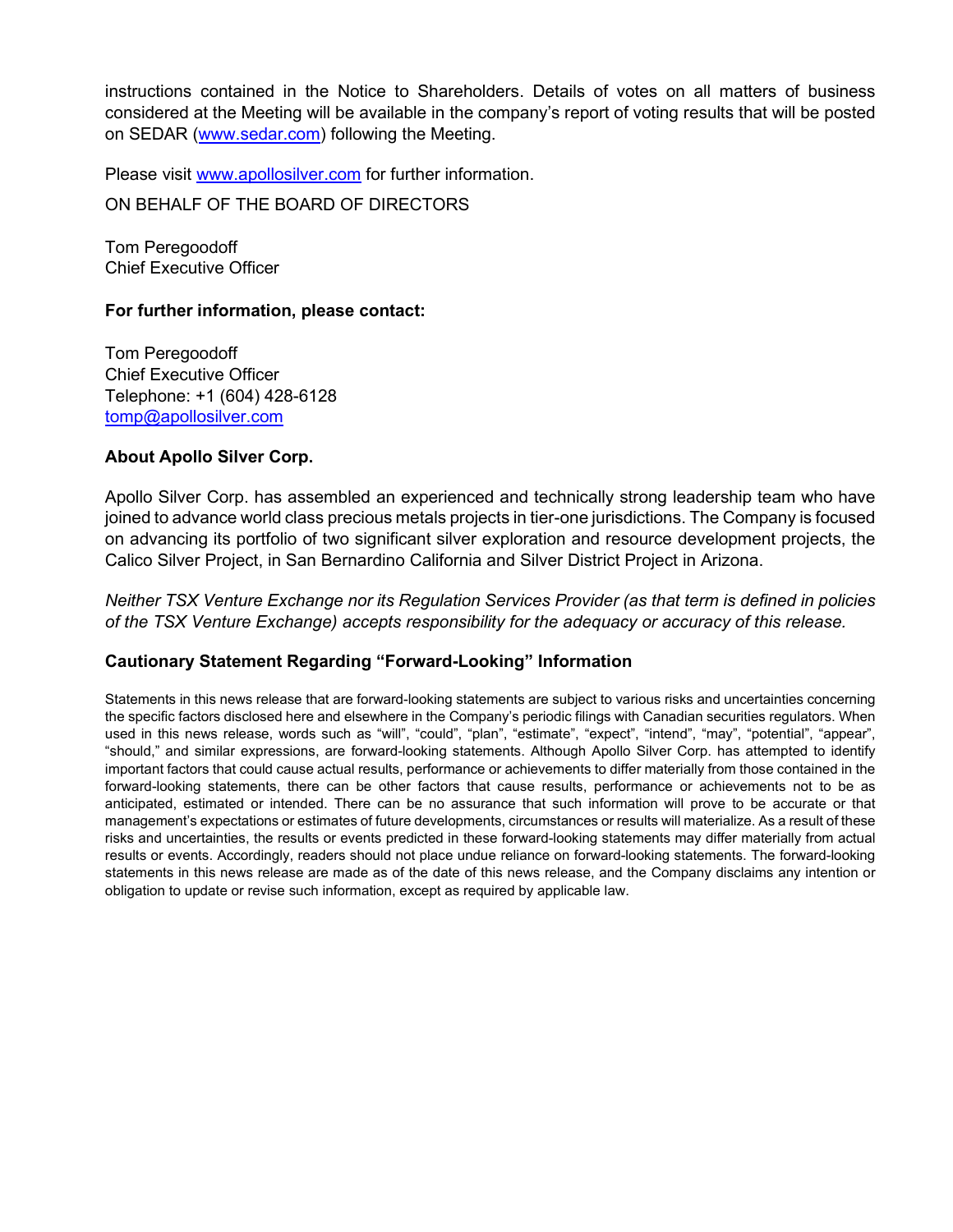instructions contained in the Notice to Shareholders. Details of votes on all matters of business considered at the Meeting will be available in the company's report of voting results that will be posted on SEDAR (www.sedar.com) following the Meeting.

Please visit www.apollosilver.com for further information.

ON BEHALF OF THE BOARD OF DIRECTORS

Tom Peregoodoff
Chief Executive Officer

**For further information, please contact:**

Tom Peregoodoff
Chief Executive Officer
Telephone: +1 (604) 428-6128
tomp@apollosilver.com

**About Apollo Silver Corp.**

Apollo Silver Corp. has assembled an experienced and technically strong leadership team who have joined to advance world class precious metals projects in tier-one jurisdictions. The Company is focused on advancing its portfolio of two significant silver exploration and resource development projects, the Calico Silver Project, in San Bernardino California and Silver District Project in Arizona.

*Neither TSX Venture Exchange nor its Regulation Services Provider (as that term is defined in policies of the TSX Venture Exchange) accepts responsibility for the adequacy or accuracy of this release.*

**Cautionary Statement Regarding "Forward-Looking" Information**

Statements in this news release that are forward-looking statements are subject to various risks and uncertainties concerning the specific factors disclosed here and elsewhere in the Company's periodic filings with Canadian securities regulators. When used in this news release, words such as "will", "could", "plan", "estimate", "expect", "intend", "may", "potential", "appear", "should," and similar expressions, are forward-looking statements. Although Apollo Silver Corp. has attempted to identify important factors that could cause actual results, performance or achievements to differ materially from those contained in the forward-looking statements, there can be other factors that cause results, performance or achievements not to be as anticipated, estimated or intended. There can be no assurance that such information will prove to be accurate or that management's expectations or estimates of future developments, circumstances or results will materialize. As a result of these risks and uncertainties, the results or events predicted in these forward-looking statements may differ materially from actual results or events. Accordingly, readers should not place undue reliance on forward-looking statements. The forward-looking statements in this news release are made as of the date of this news release, and the Company disclaims any intention or obligation to update or revise such information, except as required by applicable law.